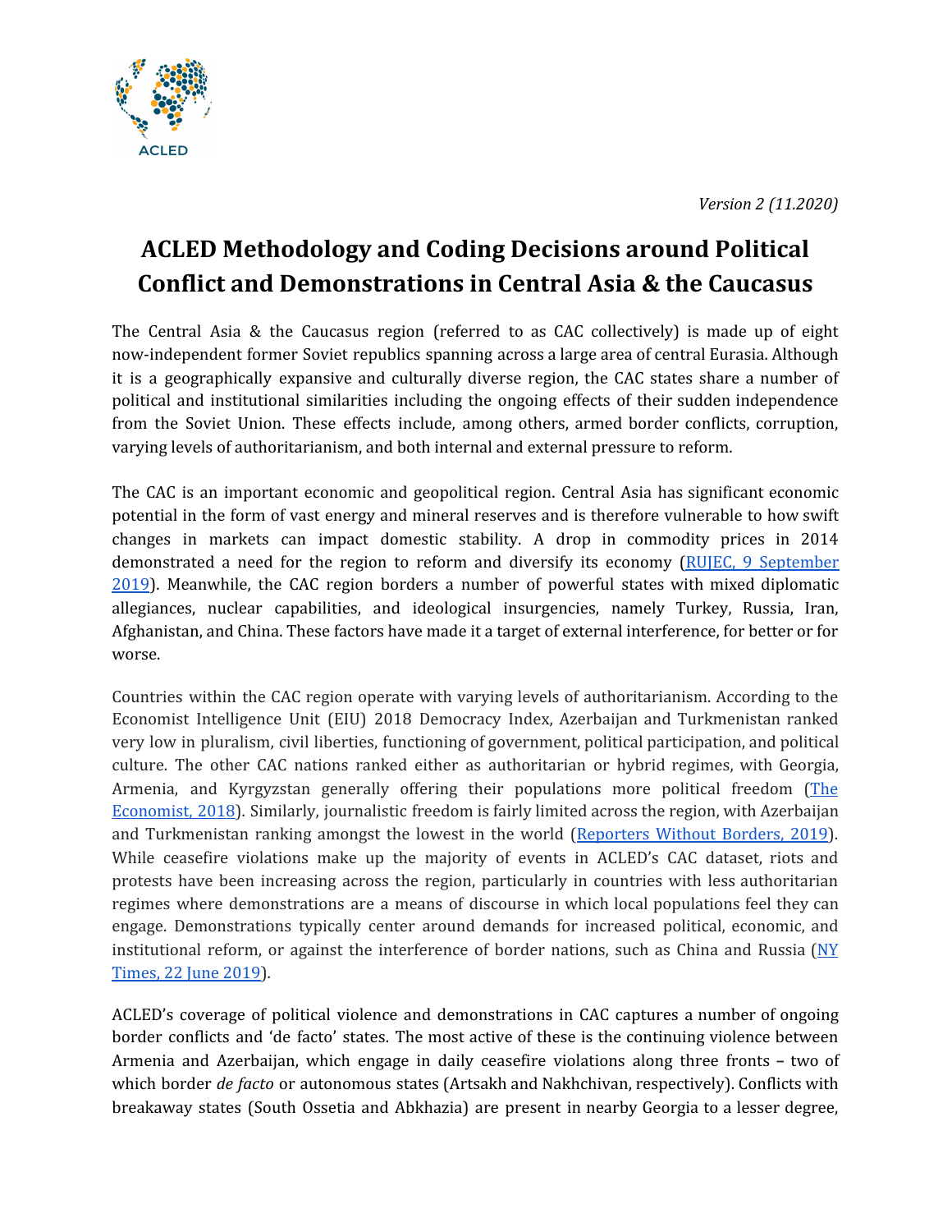*Version 2 (11.2020)*

# ACLED Methodology and Coding Decisions around Political Conflict and Demonstrations in Central Asia & the Caucasus

The Central Asia & the Caucasus region (referred to as CAC collectively) is made up of eight now-independent former Soviet republics spanning across a large area of central Eurasia. Although it is a geographically expansive and culturally diverse region, the CAC states share a number of political and institutional similarities including the ongoing effects of their sudden independence from the Soviet Union. These effects include, among others, armed border conflicts, corruption, varying levels of authoritarianism, and both internal and external pressure to reform.

The CAC is an important economic and geopolitical region. Central Asia has significant economic potential in the form of vast energy and mineral reserves and is therefore vulnerable to how swift changes in markets can impact domestic stability. A drop in commodity prices in 2014 demonstrated a need for the region to reform and diversify its economy (RUJEC, 9 September 2019). Meanwhile, the CAC region borders a number of powerful states with mixed diplomatic allegiances, nuclear capabilities, and ideological insurgencies, namely Turkey, Russia, Iran, Afghanistan, and China. These factors have made it a target of external interference, for better or for worse.

Countries within the CAC region operate with varying levels of authoritarianism. According to the Economist Intelligence Unit (EIU) 2018 Democracy Index, Azerbaijan and Turkmenistan ranked very low in pluralism, civil liberties, functioning of government, political participation, and political culture. The other CAC nations ranked either as authoritarian or hybrid regimes, with Georgia, Armenia, and Kyrgyzstan generally offering their populations more political freedom (The Economist, 2018). Similarly, journalistic freedom is fairly limited across the region, with Azerbaijan and Turkmenistan ranking amongst the lowest in the world (Reporters Without Borders, 2019). While ceasefire violations make up the majority of events in ACLED's CAC dataset, riots and protests have been increasing across the region, particularly in countries with less authoritarian regimes where demonstrations are a means of discourse in which local populations feel they can engage. Demonstrations typically center around demands for increased political, economic, and institutional reform, or against the interference of border nations, such as China and Russia (NY Times, 22 June 2019).

ACLED's coverage of political violence and demonstrations in CAC captures a number of ongoing border conflicts and 'de facto' states. The most active of these is the continuing violence between Armenia and Azerbaijan, which engage in daily ceasefire violations along three fronts – two of which border *de facto* or autonomous states (Artsakh and Nakhchivan, respectively). Conflicts with breakaway states (South Ossetia and Abkhazia) are present in nearby Georgia to a lesser degree,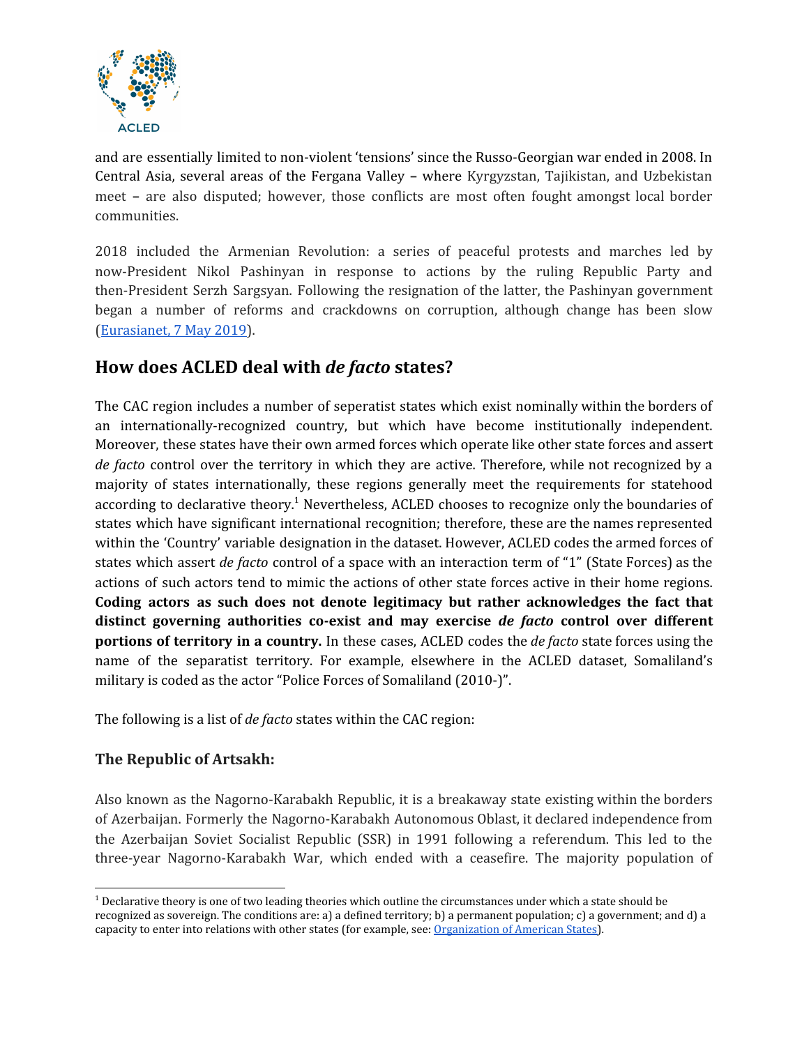and are essentially limited to non-violent 'tensions' since the Russo-Georgian war ended in 2008. In Central Asia, several areas of the Fergana Valley – where Kyrgyzstan, Tajikistan, and Uzbekistan meet – are also disputed; however, those conflicts are most often fought amongst local border communities.

2018 included the Armenian Revolution: a series of peaceful protests and marches led by now-President Nikol Pashinyan in response to actions by the ruling Republic Party and then-President Serzh Sargsyan. Following the resignation of the latter, the Pashinyan government began a number of reforms and crackdowns on corruption, although change has been slow (Eurasianet, 7 May 2019).

## How does ACLED deal with *de facto* states?

The CAC region includes a number of seperatist states which exist nominally within the borders of an internationally-recognized country, but which have become institutionally independent. Moreover, these states have their own armed forces which operate like other state forces and assert *de facto* control over the territory in which they are active. Therefore, while not recognized by a majority of states internationally, these regions generally meet the requirements for statehood according to declarative theory.[1] Nevertheless, ACLED chooses to recognize only the boundaries of states which have significant international recognition; therefore, these are the names represented within the 'Country' variable designation in the dataset. However, ACLED codes the armed forces of states which assert *de facto* control of a space with an interaction term of "1" (State Forces) as the actions of such actors tend to mimic the actions of other state forces active in their home regions. **Coding actors as such does not denote legitimacy but rather acknowledges the fact that distinct governing authorities co-exist and may exercise *de facto* control over different portions of territory in a country.** In these cases, ACLED codes the *de facto* state forces using the name of the separatist territory. For example, elsewhere in the ACLED dataset, Somaliland's military is coded as the actor "Police Forces of Somaliland (2010-)".

The following is a list of *de facto* states within the CAC region:

### The Republic of Artsakh:

Also known as the Nagorno-Karabakh Republic, it is a breakaway state existing within the borders of Azerbaijan. Formerly the Nagorno-Karabakh Autonomous Oblast, it declared independence from the Azerbaijan Soviet Socialist Republic (SSR) in 1991 following a referendum. This led to the three-year Nagorno-Karabakh War, which ended with a ceasefire. The majority population of

[1] Declarative theory is one of two leading theories which outline the circumstances under which a state should be recognized as sovereign. The conditions are: a) a defined territory; b) a permanent population; c) a government; and d) a capacity to enter into relations with other states (for example, see: Organization of American States).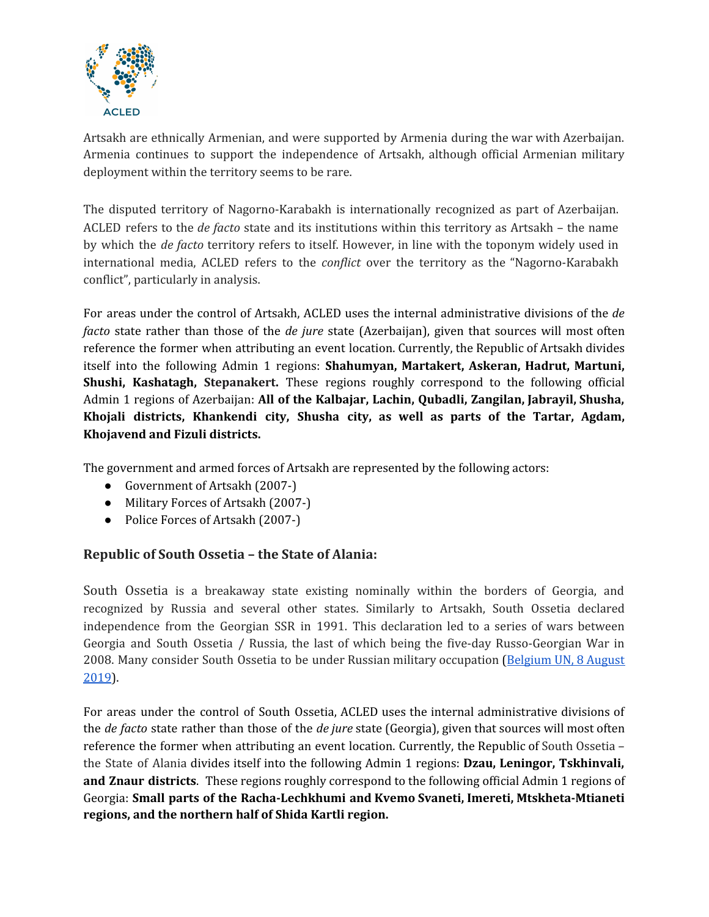Artsakh are ethnically Armenian, and were supported by Armenia during the war with Azerbaijan. Armenia continues to support the independence of Artsakh, although official Armenian military deployment within the territory seems to be rare.

The disputed territory of Nagorno-Karabakh is internationally recognized as part of Azerbaijan. ACLED refers to the *de facto* state and its institutions within this territory as Artsakh – the name by which the *de facto* territory refers to itself. However, in line with the toponym widely used in international media, ACLED refers to the *conflict* over the territory as the "Nagorno-Karabakh conflict", particularly in analysis.

For areas under the control of Artsakh, ACLED uses the internal administrative divisions of the *de facto* state rather than those of the *de jure* state (Azerbaijan), given that sources will most often reference the former when attributing an event location. Currently, the Republic of Artsakh divides itself into the following Admin 1 regions: **Shahumyan, Martakert, Askeran, Hadrut, Martuni, Shushi, Kashatagh, Stepanakert.** These regions roughly correspond to the following official Admin 1 regions of Azerbaijan: **All of the Kalbajar, Lachin, Qubadli, Zangilan, Jabrayil, Shusha, Khojali districts, Khankendi city, Shusha city, as well as parts of the Tartar, Agdam, Khojavend and Fizuli districts.**

The government and armed forces of Artsakh are represented by the following actors:

- Government of Artsakh (2007-)
- Military Forces of Artsakh (2007-)
- Police Forces of Artsakh (2007-)

### Republic of South Ossetia – the State of Alania:

South Ossetia is a breakaway state existing nominally within the borders of Georgia, and recognized by Russia and several other states. Similarly to Artsakh, South Ossetia declared independence from the Georgian SSR in 1991. This declaration led to a series of wars between Georgia and South Ossetia / Russia, the last of which being the five-day Russo-Georgian War in 2008. Many consider South Ossetia to be under Russian military occupation ([Belgium UN, 8 August 2019]()).

For areas under the control of South Ossetia, ACLED uses the internal administrative divisions of the *de facto* state rather than those of the *de jure* state (Georgia), given that sources will most often reference the former when attributing an event location. Currently, the Republic of South Ossetia – the State of Alania divides itself into the following Admin 1 regions: **Dzau, Leningor, Tskhinvali, and Znaur districts**. These regions roughly correspond to the following official Admin 1 regions of Georgia: **Small parts of the Racha-Lechkhumi and Kvemo Svaneti, Imereti, Mtskheta-Mtianeti regions, and the northern half of Shida Kartli region.**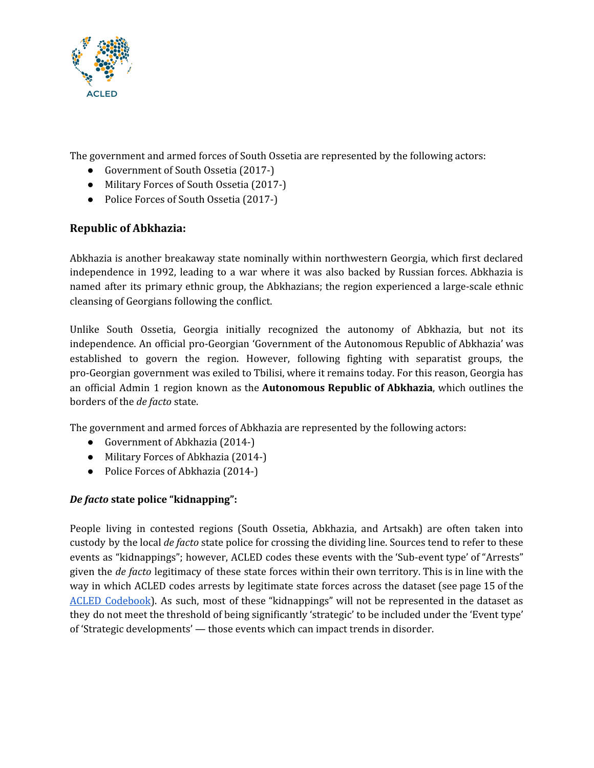The government and armed forces of South Ossetia are represented by the following actors:

- Government of South Ossetia (2017-)
- Military Forces of South Ossetia (2017-)
- Police Forces of South Ossetia (2017-)

### Republic of Abkhazia:

Abkhazia is another breakaway state nominally within northwestern Georgia, which first declared independence in 1992, leading to a war where it was also backed by Russian forces. Abkhazia is named after its primary ethnic group, the Abkhazians; the region experienced a large-scale ethnic cleansing of Georgians following the conflict.

Unlike South Ossetia, Georgia initially recognized the autonomy of Abkhazia, but not its independence. An official pro-Georgian 'Government of the Autonomous Republic of Abkhazia' was established to govern the region. However, following fighting with separatist groups, the pro-Georgian government was exiled to Tbilisi, where it remains today. For this reason, Georgia has an official Admin 1 region known as the **Autonomous Republic of Abkhazia**, which outlines the borders of the *de facto* state.

The government and armed forces of Abkhazia are represented by the following actors:

- Government of Abkhazia (2014-)
- Military Forces of Abkhazia (2014-)
- Police Forces of Abkhazia (2014-)

#### *De facto* state police "kidnapping":

People living in contested regions (South Ossetia, Abkhazia, and Artsakh) are often taken into custody by the local *de facto* state police for crossing the dividing line. Sources tend to refer to these events as "kidnappings"; however, ACLED codes these events with the 'Sub-event type' of "Arrests" given the *de facto* legitimacy of these state forces within their own territory. This is in line with the way in which ACLED codes arrests by legitimate state forces across the dataset (see page 15 of the ACLED Codebook). As such, most of these "kidnappings" will not be represented in the dataset as they do not meet the threshold of being significantly 'strategic' to be included under the 'Event type' of 'Strategic developments' — those events which can impact trends in disorder.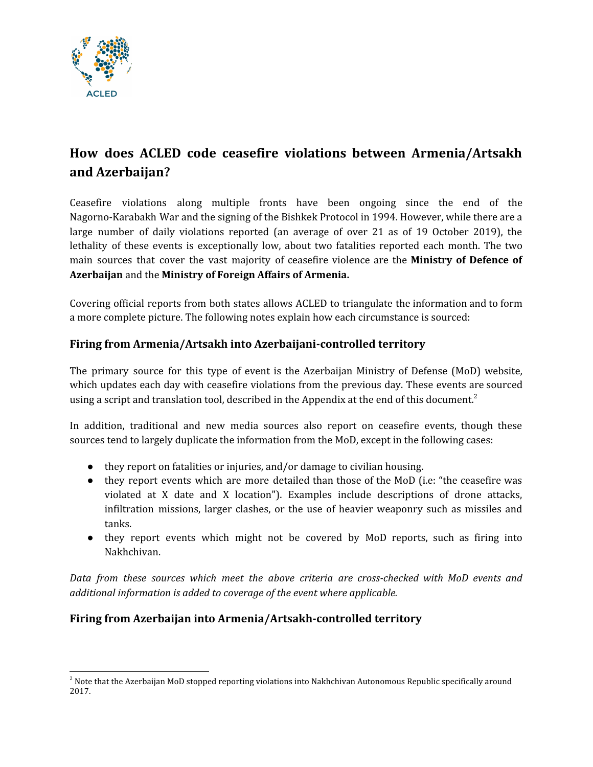## How does ACLED code ceasefire violations between Armenia/Artsakh and Azerbaijan?

Ceasefire violations along multiple fronts have been ongoing since the end of the Nagorno-Karabakh War and the signing of the Bishkek Protocol in 1994. However, while there are a large number of daily violations reported (an average of over 21 as of 19 October 2019), the lethality of these events is exceptionally low, about two fatalities reported each month. The two main sources that cover the vast majority of ceasefire violence are the **Ministry of Defence of Azerbaijan** and the **Ministry of Foreign Affairs of Armenia.**

Covering official reports from both states allows ACLED to triangulate the information and to form a more complete picture. The following notes explain how each circumstance is sourced:

### Firing from Armenia/Artsakh into Azerbaijani-controlled territory

The primary source for this type of event is the Azerbaijan Ministry of Defense (MoD) website, which updates each day with ceasefire violations from the previous day. These events are sourced using a script and translation tool, described in the Appendix at the end of this document.[2]

In addition, traditional and new media sources also report on ceasefire events, though these sources tend to largely duplicate the information from the MoD, except in the following cases:

- they report on fatalities or injuries, and/or damage to civilian housing.
- they report events which are more detailed than those of the MoD (i.e: "the ceasefire was violated at X date and X location"). Examples include descriptions of drone attacks, infiltration missions, larger clashes, or the use of heavier weaponry such as missiles and tanks.
- they report events which might not be covered by MoD reports, such as firing into Nakhchivan.

*Data from these sources which meet the above criteria are cross-checked with MoD events and additional information is added to coverage of the event where applicable.*

### Firing from Azerbaijan into Armenia/Artsakh-controlled territory

[2] Note that the Azerbaijan MoD stopped reporting violations into Nakhchivan Autonomous Republic specifically around 2017.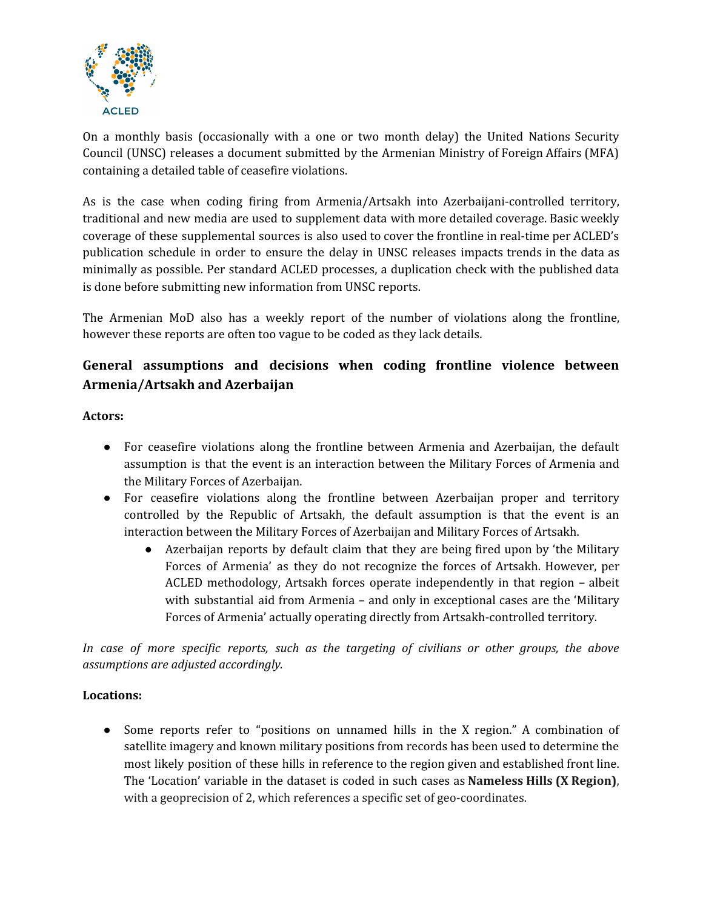On a monthly basis (occasionally with a one or two month delay) the United Nations Security Council (UNSC) releases a document submitted by the Armenian Ministry of Foreign Affairs (MFA) containing a detailed table of ceasefire violations.

As is the case when coding firing from Armenia/Artsakh into Azerbaijani-controlled territory, traditional and new media are used to supplement data with more detailed coverage. Basic weekly coverage of these supplemental sources is also used to cover the frontline in real-time per ACLED's publication schedule in order to ensure the delay in UNSC releases impacts trends in the data as minimally as possible. Per standard ACLED processes, a duplication check with the published data is done before submitting new information from UNSC reports.

The Armenian MoD also has a weekly report of the number of violations along the frontline, however these reports are often too vague to be coded as they lack details.

## General assumptions and decisions when coding frontline violence between Armenia/Artsakh and Azerbaijan

**Actors:**

- For ceasefire violations along the frontline between Armenia and Azerbaijan, the default assumption is that the event is an interaction between the Military Forces of Armenia and the Military Forces of Azerbaijan.
- For ceasefire violations along the frontline between Azerbaijan proper and territory controlled by the Republic of Artsakh, the default assumption is that the event is an interaction between the Military Forces of Azerbaijan and Military Forces of Artsakh.
    - Azerbaijan reports by default claim that they are being fired upon by 'the Military Forces of Armenia' as they do not recognize the forces of Artsakh. However, per ACLED methodology, Artsakh forces operate independently in that region – albeit with substantial aid from Armenia – and only in exceptional cases are the 'Military Forces of Armenia' actually operating directly from Artsakh-controlled territory.

*In case of more specific reports, such as the targeting of civilians or other groups, the above assumptions are adjusted accordingly.*

**Locations:**

- Some reports refer to "positions on unnamed hills in the X region." A combination of satellite imagery and known military positions from records has been used to determine the most likely position of these hills in reference to the region given and established front line. The 'Location' variable in the dataset is coded in such cases as **Nameless Hills (X Region)**, with a geoprecision of 2, which references a specific set of geo-coordinates.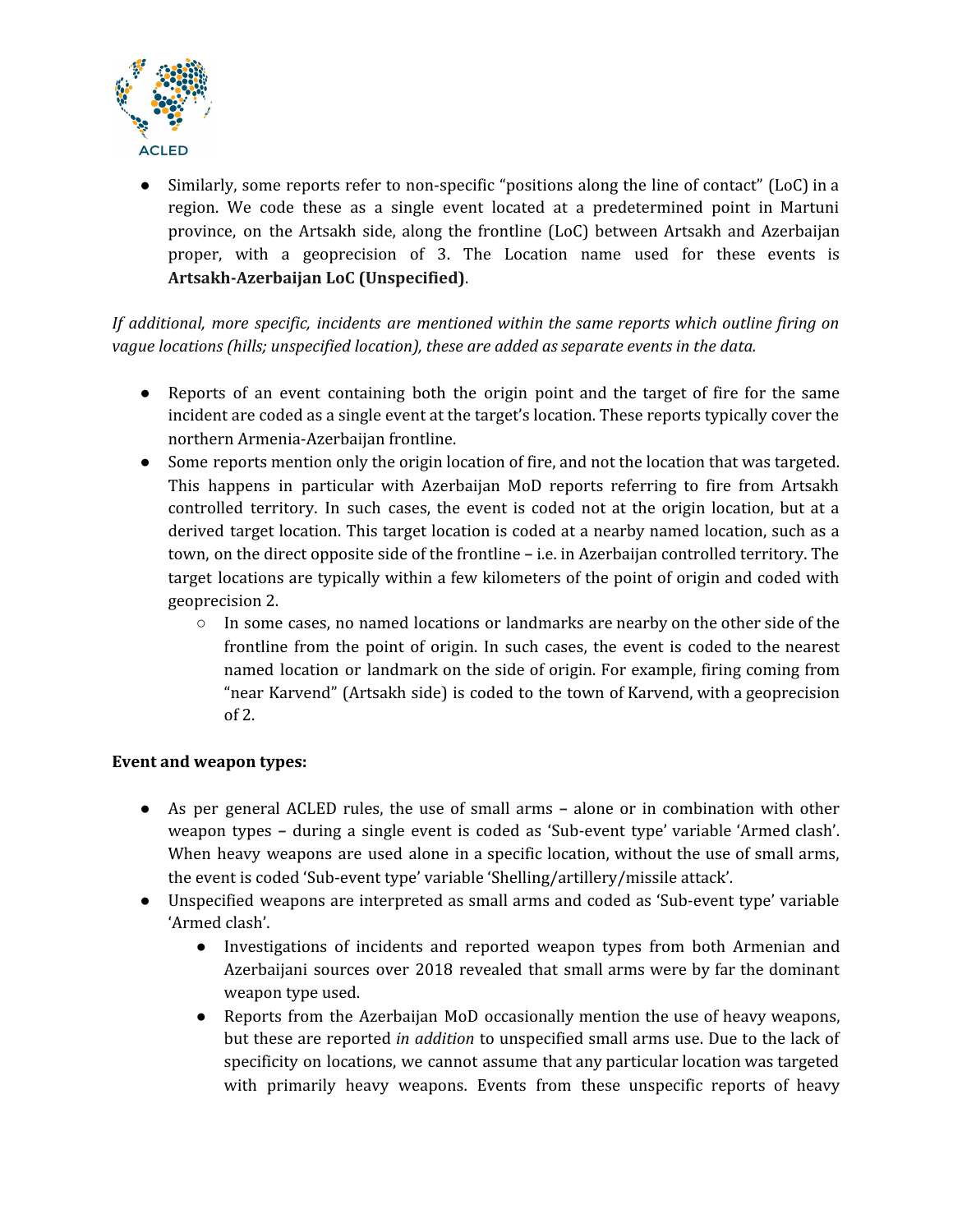- Similarly, some reports refer to non-specific "positions along the line of contact" (LoC) in a region. We code these as a single event located at a predetermined point in Martuni province, on the Artsakh side, along the frontline (LoC) between Artsakh and Azerbaijan proper, with a geoprecision of 3. The Location name used for these events is **Artsakh-Azerbaijan LoC (Unspecified)**.

*If additional, more specific, incidents are mentioned within the same reports which outline firing on vague locations (hills; unspecified location), these are added as separate events in the data.*

- Reports of an event containing both the origin point and the target of fire for the same incident are coded as a single event at the target's location. These reports typically cover the northern Armenia-Azerbaijan frontline.
- Some reports mention only the origin location of fire, and not the location that was targeted. This happens in particular with Azerbaijan MoD reports referring to fire from Artsakh controlled territory. In such cases, the event is coded not at the origin location, but at a derived target location. This target location is coded at a nearby named location, such as a town, on the direct opposite side of the frontline – i.e. in Azerbaijan controlled territory. The target locations are typically within a few kilometers of the point of origin and coded with geoprecision 2.
    - In some cases, no named locations or landmarks are nearby on the other side of the frontline from the point of origin. In such cases, the event is coded to the nearest named location or landmark on the side of origin. For example, firing coming from "near Karvend" (Artsakh side) is coded to the town of Karvend, with a geoprecision of 2.

**Event and weapon types:**

- As per general ACLED rules, the use of small arms – alone or in combination with other weapon types – during a single event is coded as 'Sub-event type' variable 'Armed clash'. When heavy weapons are used alone in a specific location, without the use of small arms, the event is coded 'Sub-event type' variable 'Shelling/artillery/missile attack'.
- Unspecified weapons are interpreted as small arms and coded as 'Sub-event type' variable 'Armed clash'.
    - Investigations of incidents and reported weapon types from both Armenian and Azerbaijani sources over 2018 revealed that small arms were by far the dominant weapon type used.
    - Reports from the Azerbaijan MoD occasionally mention the use of heavy weapons, but these are reported *in addition* to unspecified small arms use. Due to the lack of specificity on locations, we cannot assume that any particular location was targeted with primarily heavy weapons. Events from these unspecific reports of heavy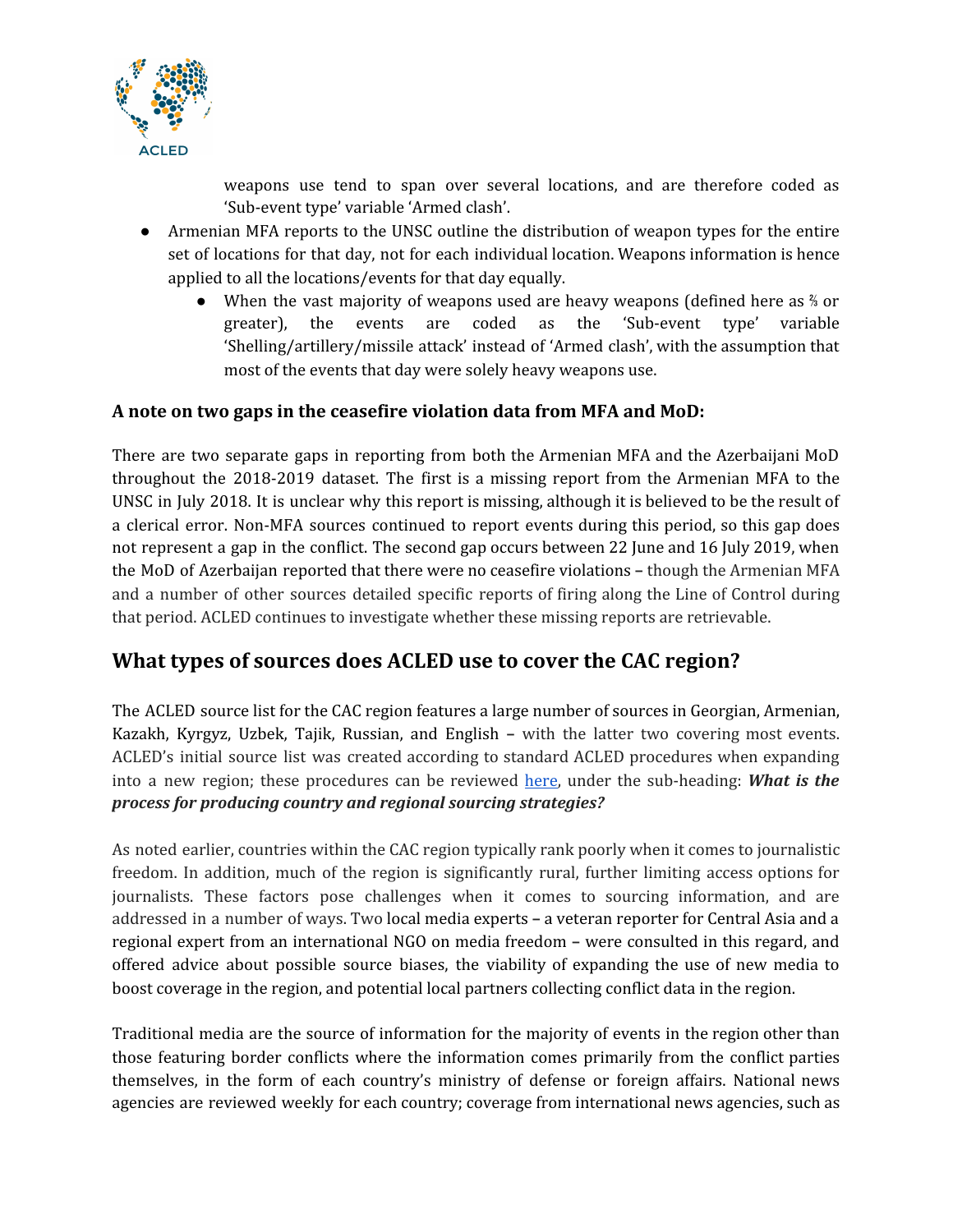weapons use tend to span over several locations, and are therefore coded as 'Sub-event type' variable 'Armed clash'.

- Armenian MFA reports to the UNSC outline the distribution of weapon types for the entire set of locations for that day, not for each individual location. Weapons information is hence applied to all the locations/events for that day equally.
    - When the vast majority of weapons used are heavy weapons (defined here as ⅔ or greater), the events are coded as the 'Sub-event type' variable 'Shelling/artillery/missile attack' instead of 'Armed clash', with the assumption that most of the events that day were solely heavy weapons use.

### A note on two gaps in the ceasefire violation data from MFA and MoD:

There are two separate gaps in reporting from both the Armenian MFA and the Azerbaijani MoD throughout the 2018-2019 dataset. The first is a missing report from the Armenian MFA to the UNSC in July 2018. It is unclear why this report is missing, although it is believed to be the result of a clerical error. Non-MFA sources continued to report events during this period, so this gap does not represent a gap in the conflict. The second gap occurs between 22 June and 16 July 2019, when the MoD of Azerbaijan reported that there were no ceasefire violations – though the Armenian MFA and a number of other sources detailed specific reports of firing along the Line of Control during that period. ACLED continues to investigate whether these missing reports are retrievable.

## What types of sources does ACLED use to cover the CAC region?

The ACLED source list for the CAC region features a large number of sources in Georgian, Armenian, Kazakh, Kyrgyz, Uzbek, Tajik, Russian, and English – with the latter two covering most events. ACLED's initial source list was created according to standard ACLED procedures when expanding into a new region; these procedures can be reviewed [here](), under the sub-heading: ***What is the process for producing country and regional sourcing strategies?***

As noted earlier, countries within the CAC region typically rank poorly when it comes to journalistic freedom. In addition, much of the region is significantly rural, further limiting access options for journalists. These factors pose challenges when it comes to sourcing information, and are addressed in a number of ways. Two local media experts – a veteran reporter for Central Asia and a regional expert from an international NGO on media freedom – were consulted in this regard, and offered advice about possible source biases, the viability of expanding the use of new media to boost coverage in the region, and potential local partners collecting conflict data in the region.

Traditional media are the source of information for the majority of events in the region other than those featuring border conflicts where the information comes primarily from the conflict parties themselves, in the form of each country's ministry of defense or foreign affairs. National news agencies are reviewed weekly for each country; coverage from international news agencies, such as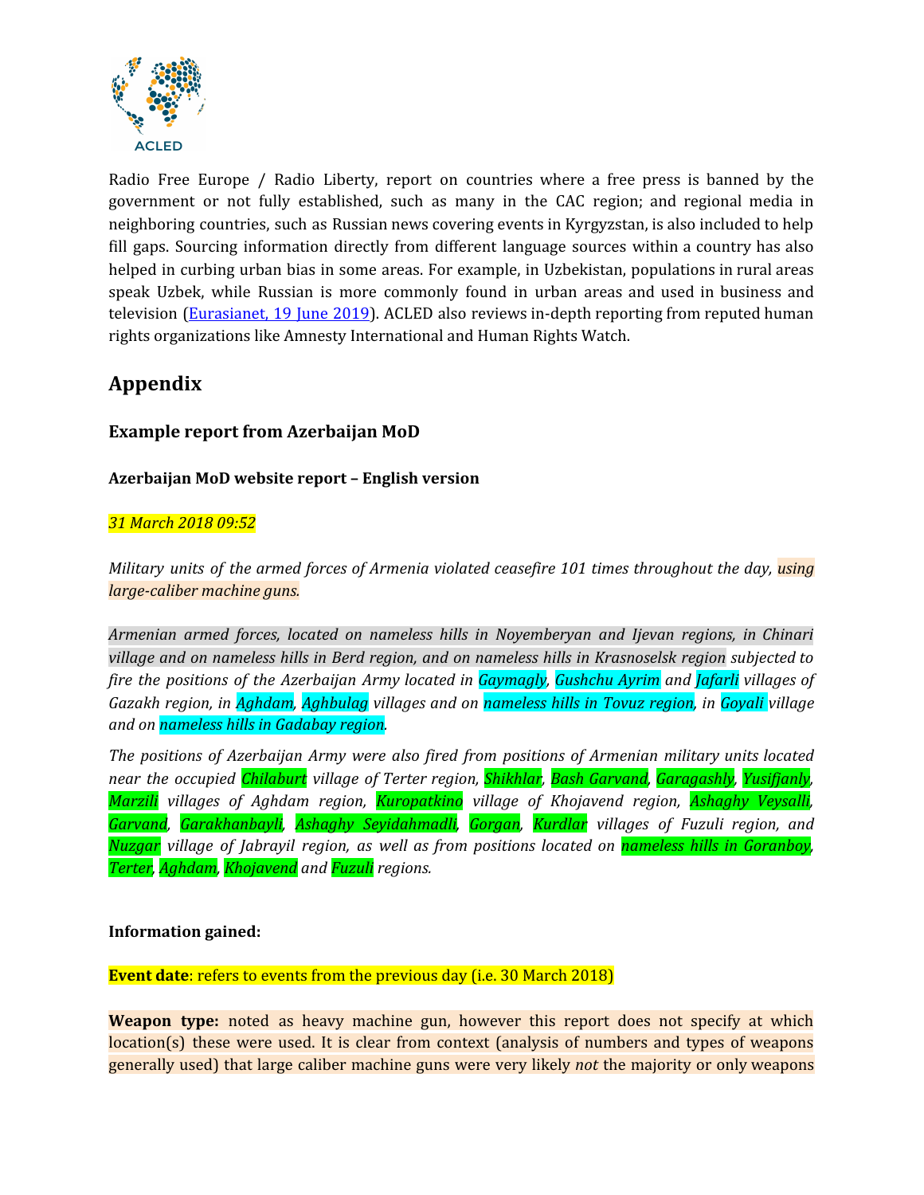Radio Free Europe / Radio Liberty, report on countries where a free press is banned by the government or not fully established, such as many in the CAC region; and regional media in neighboring countries, such as Russian news covering events in Kyrgyzstan, is also included to help fill gaps. Sourcing information directly from different language sources within a country has also helped in curbing urban bias in some areas. For example, in Uzbekistan, populations in rural areas speak Uzbek, while Russian is more commonly found in urban areas and used in business and television (Eurasianet, 19 June 2019). ACLED also reviews in-depth reporting from reputed human rights organizations like Amnesty International and Human Rights Watch.

## Appendix

### Example report from Azerbaijan MoD

#### Azerbaijan MoD website report – English version

*31 March 2018 09:52*

*Military units of the armed forces of Armenia violated ceasefire 101 times throughout the day, using large-caliber machine guns.*

*Armenian armed forces, located on nameless hills in Noyemberyan and Ijevan regions, in Chinari village and on nameless hills in Berd region, and on nameless hills in Krasnoselsk region subjected to fire the positions of the Azerbaijan Army located in Gaymagly, Gushchu Ayrim and Jafarli villages of Gazakh region, in Aghdam, Aghbulag villages and on nameless hills in Tovuz region, in Goyali village and on nameless hills in Gadabay region.*

*The positions of Azerbaijan Army were also fired from positions of Armenian military units located near the occupied Chilaburt village of Terter region, Shikhlar, Bash Garvand, Garagashly, Yusifjanly, Marzili villages of Aghdam region, Kuropatkino village of Khojavend region, Ashaghy Veysalli, Garvand, Garakhanbayli, Ashaghy Seyidahmadli, Gorgan, Kurdlar villages of Fuzuli region, and Nuzgar village of Jabrayil region, as well as from positions located on nameless hills in Goranboy, Terter, Aghdam, Khojavend and Fuzuli regions.*

**Information gained:**

**Event date**: refers to events from the previous day (i.e. 30 March 2018)

**Weapon type:** noted as heavy machine gun, however this report does not specify at which location(s) these were used. It is clear from context (analysis of numbers and types of weapons generally used) that large caliber machine guns were very likely *not* the majority or only weapons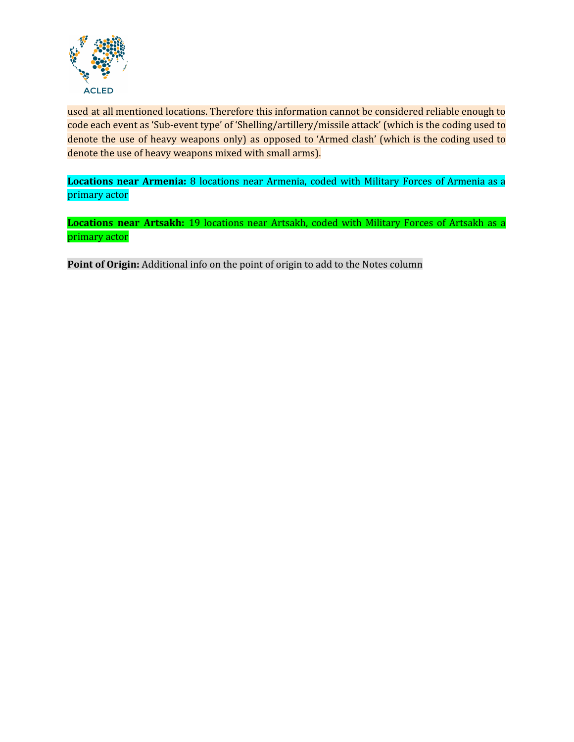used at all mentioned locations. Therefore this information cannot be considered reliable enough to code each event as 'Sub-event type' of 'Shelling/artillery/missile attack' (which is the coding used to denote the use of heavy weapons only) as opposed to 'Armed clash' (which is the coding used to denote the use of heavy weapons mixed with small arms).

**Locations near Armenia:** 8 locations near Armenia, coded with Military Forces of Armenia as a primary actor

**Locations near Artsakh:** 19 locations near Artsakh, coded with Military Forces of Artsakh as a primary actor

**Point of Origin:** Additional info on the point of origin to add to the Notes column